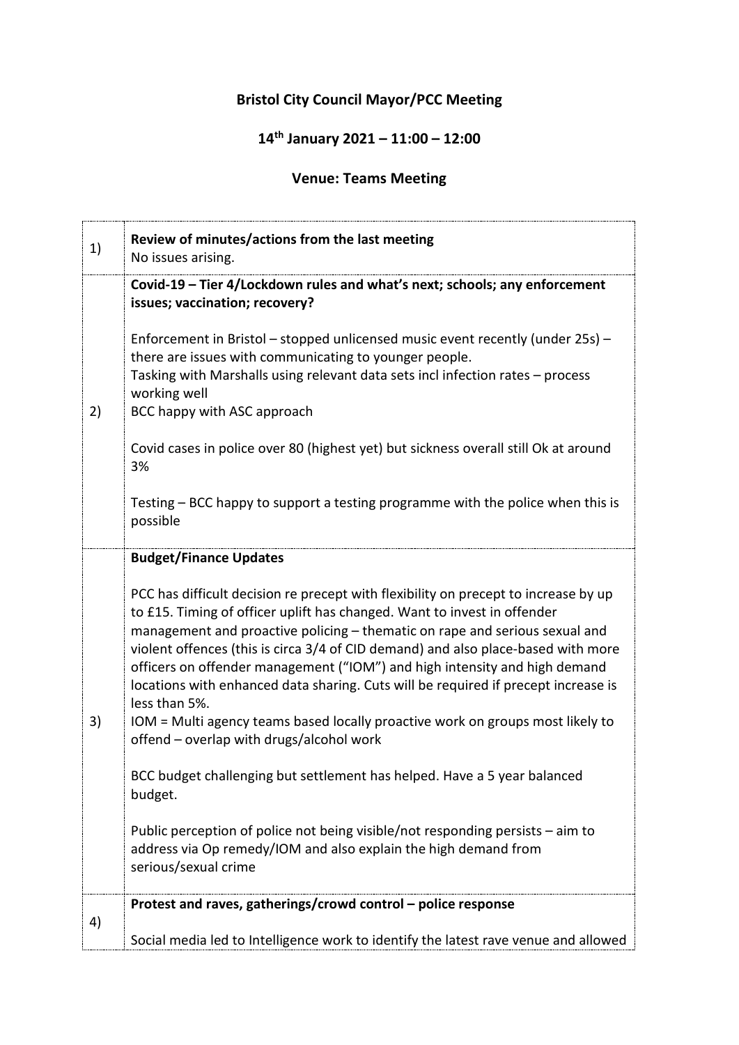# Bristol City Council Mayor/PCC Meeting

## 14th January 2021 – 11:00 – 12:00

## Venue: Teams Meeting

| | |
|---|---|
| 1) | **Review of minutes/actions from the last meeting**<br>No issues arising. |
| 2) | **Covid-19 – Tier 4/Lockdown rules and what's next; schools; any enforcement issues; vaccination; recovery?**<br><br>Enforcement in Bristol – stopped unlicensed music event recently (under 25s) – there are issues with communicating to younger people.<br>Tasking with Marshalls using relevant data sets incl infection rates – process working well<br>BCC happy with ASC approach<br><br>Covid cases in police over 80 (highest yet) but sickness overall still Ok at around 3%<br><br>Testing – BCC happy to support a testing programme with the police when this is possible |
| 3) | **Budget/Finance Updates**<br><br>PCC has difficult decision re precept with flexibility on precept to increase by up to £15. Timing of officer uplift has changed. Want to invest in offender management and proactive policing – thematic on rape and serious sexual and violent offences (this is circa 3/4 of CID demand) and also place-based with more officers on offender management ("IOM") and high intensity and high demand locations with enhanced data sharing. Cuts will be required if precept increase is less than 5%.<br>IOM = Multi agency teams based locally proactive work on groups most likely to offend – overlap with drugs/alcohol work<br><br>BCC budget challenging but settlement has helped. Have a 5 year balanced budget.<br><br>Public perception of police not being visible/not responding persists – aim to address via Op remedy/IOM and also explain the high demand from serious/sexual crime |
| 4) | **Protest and raves, gatherings/crowd control – police response**<br><br>Social media led to Intelligence work to identify the latest rave venue and allowed |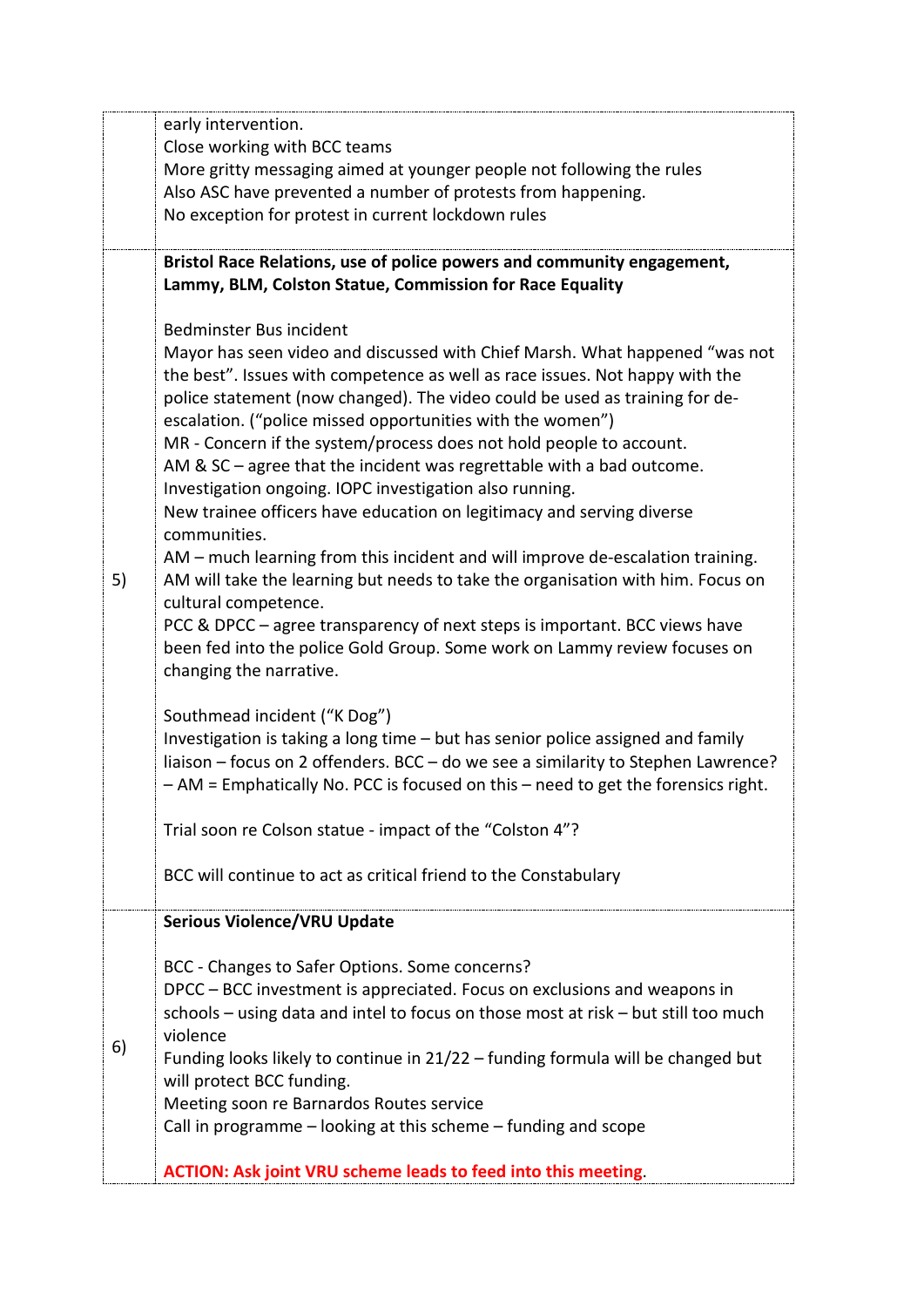| | |
|---|---|
| | early intervention.<br>Close working with BCC teams<br>More gritty messaging aimed at younger people not following the rules<br>Also ASC have prevented a number of protests from happening.<br>No exception for protest in current lockdown rules |
| 5) | **Bristol Race Relations, use of police powers and community engagement, Lammy, BLM, Colston Statue, Commission for Race Equality**<br><br>Bedminster Bus incident<br>Mayor has seen video and discussed with Chief Marsh. What happened "was not the best". Issues with competence as well as race issues. Not happy with the police statement (now changed). The video could be used as training for de-escalation. ("police missed opportunities with the women")<br>MR - Concern if the system/process does not hold people to account.<br>AM & SC – agree that the incident was regrettable with a bad outcome. Investigation ongoing. IOPC investigation also running.<br>New trainee officers have education on legitimacy and serving diverse communities.<br>AM – much learning from this incident and will improve de-escalation training.<br>AM will take the learning but needs to take the organisation with him. Focus on cultural competence.<br>PCC & DPCC – agree transparency of next steps is important. BCC views have been fed into the police Gold Group. Some work on Lammy review focuses on changing the narrative.<br><br>Southmead incident ("K Dog")<br>Investigation is taking a long time – but has senior police assigned and family liaison – focus on 2 offenders. BCC – do we see a similarity to Stephen Lawrence? – AM = Emphatically No. PCC is focused on this – need to get the forensics right.<br><br>Trial soon re Colson statue - impact of the "Colston 4"?<br><br>BCC will continue to act as critical friend to the Constabulary |
| 6) | **Serious Violence/VRU Update**<br><br>BCC - Changes to Safer Options. Some concerns?<br>DPCC – BCC investment is appreciated. Focus on exclusions and weapons in schools – using data and intel to focus on those most at risk – but still too much violence<br>Funding looks likely to continue in 21/22 – funding formula will be changed but will protect BCC funding.<br>Meeting soon re Barnardos Routes service<br>Call in programme – looking at this scheme – funding and scope<br><br>**ACTION: Ask joint VRU scheme leads to feed into this meeting**. |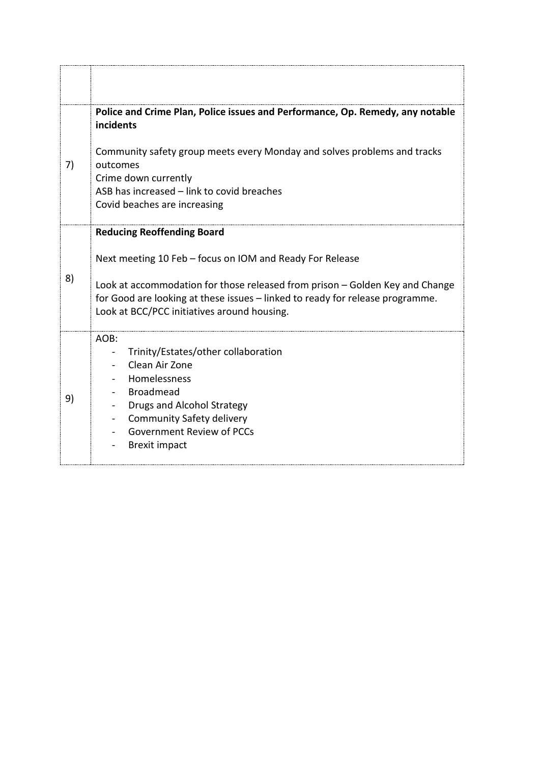| | |
|---|---|
| | |
| 7) | **Police and Crime Plan, Police issues and Performance, Op. Remedy, any notable incidents**<br><br>Community safety group meets every Monday and solves problems and tracks outcomes<br>Crime down currently<br>ASB has increased – link to covid breaches<br>Covid beaches are increasing |
| 8) | **Reducing Reoffending Board**<br><br>Next meeting 10 Feb – focus on IOM and Ready For Release<br><br>Look at accommodation for those released from prison – Golden Key and Change for Good are looking at these issues – linked to ready for release programme.<br>Look at BCC/PCC initiatives around housing. |
| 9) | AOB:<br>- Trinity/Estates/other collaboration<br>- Clean Air Zone<br>- Homelessness<br>- Broadmead<br>- Drugs and Alcohol Strategy<br>- Community Safety delivery<br>- Government Review of PCCs<br>- Brexit impact |